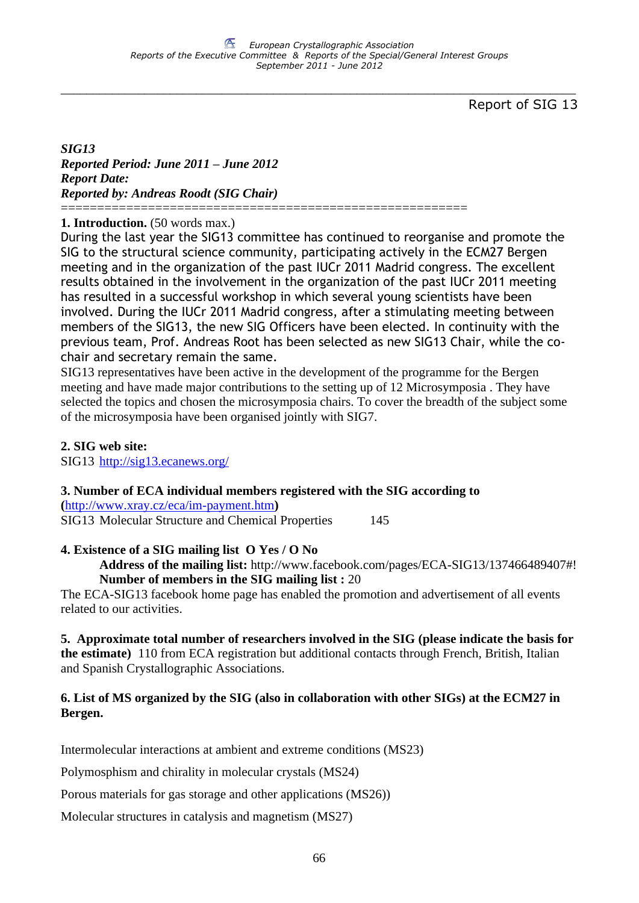Report of SIG 13

***SIG13***
***Reported Period: June 2011 – June 2012***
***Report Date:***
***Reported by: Andreas Roodt (SIG Chair)***

======================================================

**1. Introduction.** (50 words max.)

During the last year the SIG13 committee has continued to reorganise and promote the SIG to the structural science community, participating actively in the ECM27 Bergen meeting and in the organization of the past IUCr 2011 Madrid congress. The excellent results obtained in the involvement in the organization of the past IUCr 2011 meeting has resulted in a successful workshop in which several young scientists have been involved. During the IUCr 2011 Madrid congress, after a stimulating meeting between members of the SIG13, the new SIG Officers have been elected. In continuity with the previous team, Prof. Andreas Root has been selected as new SIG13 Chair, while the co-chair and secretary remain the same.

SIG13 representatives have been active in the development of the programme for the Bergen meeting and have made major contributions to the setting up of 12 Microsymposia . They have selected the topics and chosen the microsymposia chairs. To cover the breadth of the subject some of the microsymposia have been organised jointly with SIG7.

**2. SIG web site:**

SIG13 [http://sig13.ecanews.org/](http://sig13.ecanews.org/)

**3. Number of ECA individual members registered with the SIG according to ([http://www.xray.cz/eca/im-payment.htm](http://www.xray.cz/eca/im-payment.htm))**

SIG13 Molecular Structure and Chemical Properties 145

**4. Existence of a SIG mailing list O Yes / O No**

**Address of the mailing list:** http://www.facebook.com/pages/ECA-SIG13/137466489407#!
**Number of members in the SIG mailing list :** 20

The ECA-SIG13 facebook home page has enabled the promotion and advertisement of all events related to our activities.

**5. Approximate total number of researchers involved in the SIG (please indicate the basis for the estimate)** 110 from ECA registration but additional contacts through French, British, Italian and Spanish Crystallographic Associations.

**6. List of MS organized by the SIG (also in collaboration with other SIGs) at the ECM27 in Bergen.**

Intermolecular interactions at ambient and extreme conditions (MS23)

Polymosphism and chirality in molecular crystals (MS24)

Porous materials for gas storage and other applications (MS26))

Molecular structures in catalysis and magnetism (MS27)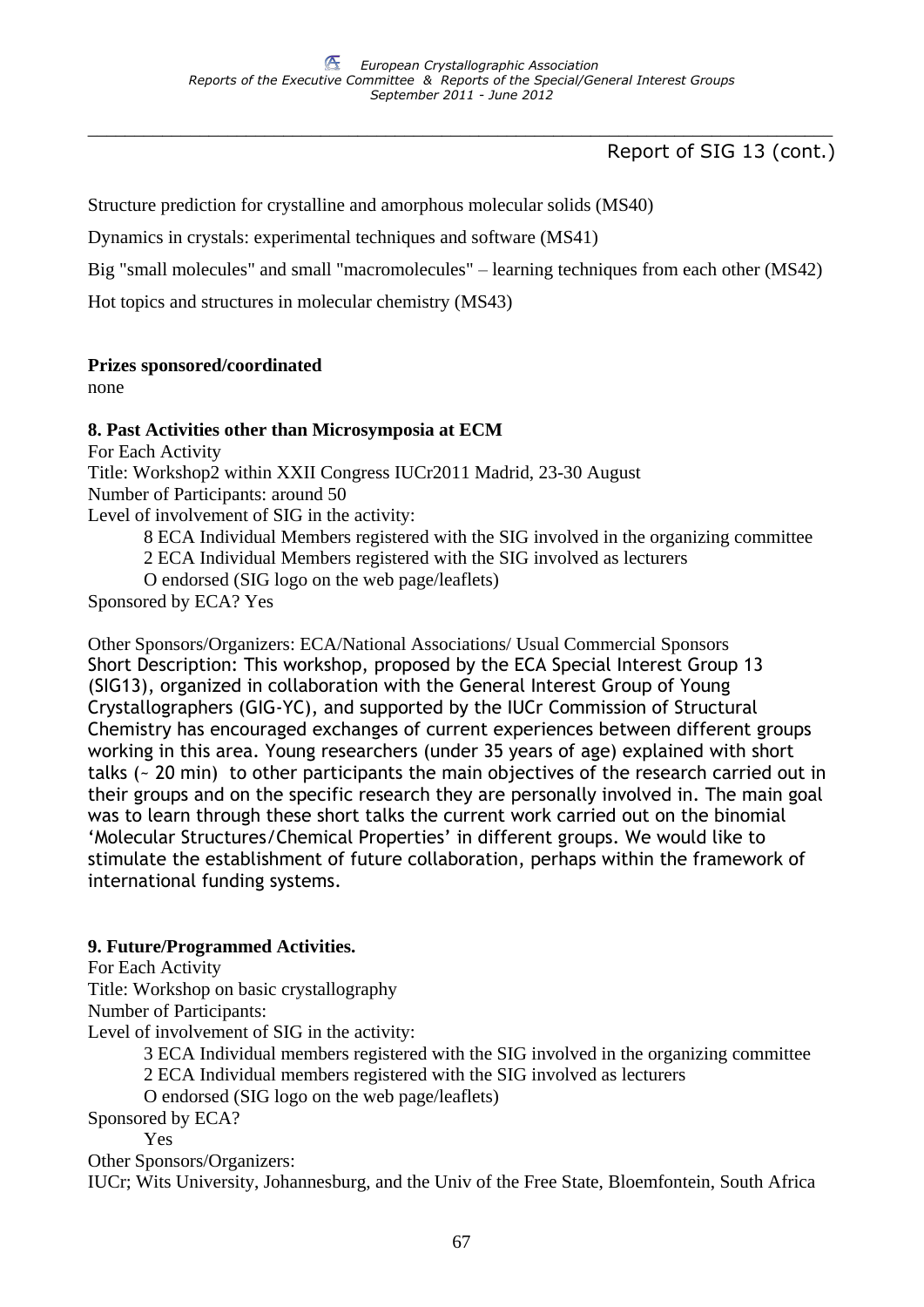Report of SIG 13 (cont.)

Structure prediction for crystalline and amorphous molecular solids (MS40)

Dynamics in crystals: experimental techniques and software (MS41)

Big "small molecules" and small "macromolecules" – learning techniques from each other (MS42)

Hot topics and structures in molecular chemistry (MS43)

**Prizes sponsored/coordinated**
none

**8. Past Activities other than Microsymposia at ECM**

For Each Activity
Title: Workshop2 within XXII Congress IUCr2011 Madrid, 23-30 August
Number of Participants: around 50
Level of involvement of SIG in the activity:

8 ECA Individual Members registered with the SIG involved in the organizing committee
2 ECA Individual Members registered with the SIG involved as lecturers
O endorsed (SIG logo on the web page/leaflets)

Sponsored by ECA? Yes

Other Sponsors/Organizers: ECA/National Associations/ Usual Commercial Sponsors
Short Description: This workshop, proposed by the ECA Special Interest Group 13 (SIG13), organized in collaboration with the General Interest Group of Young Crystallographers (GIG-YC), and supported by the IUCr Commission of Structural Chemistry has encouraged exchanges of current experiences between different groups working in this area. Young researchers (under 35 years of age) explained with short talks (~ 20 min) to other participants the main objectives of the research carried out in their groups and on the specific research they are personally involved in. The main goal was to learn through these short talks the current work carried out on the binomial 'Molecular Structures/Chemical Properties' in different groups. We would like to stimulate the establishment of future collaboration, perhaps within the framework of international funding systems.

**9. Future/Programmed Activities.**

For Each Activity
Title: Workshop on basic crystallography
Number of Participants:
Level of involvement of SIG in the activity:

3 ECA Individual members registered with the SIG involved in the organizing committee
2 ECA Individual members registered with the SIG involved as lecturers
O endorsed (SIG logo on the web page/leaflets)

Sponsored by ECA?
Yes

Other Sponsors/Organizers:
IUCr; Wits University, Johannesburg, and the Univ of the Free State, Bloemfontein, South Africa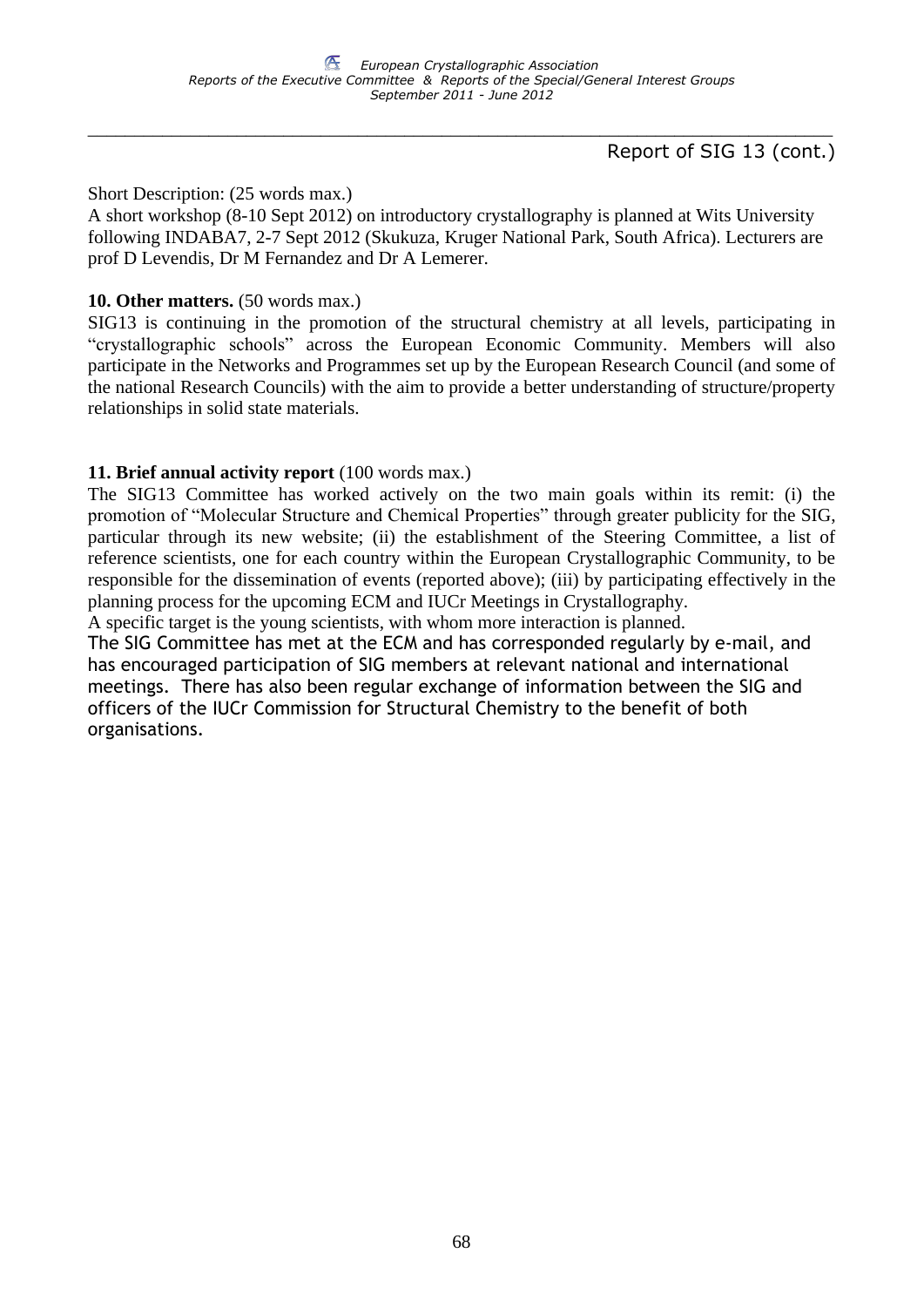Report of SIG 13 (cont.)

Short Description: (25 words max.)
A short workshop (8-10 Sept 2012) on introductory crystallography is planned at Wits University following INDABA7, 2-7 Sept 2012 (Skukuza, Kruger National Park, South Africa). Lecturers are prof D Levendis, Dr M Fernandez and Dr A Lemerer.

**10. Other matters.** (50 words max.)
SIG13 is continuing in the promotion of the structural chemistry at all levels, participating in "crystallographic schools" across the European Economic Community. Members will also participate in the Networks and Programmes set up by the European Research Council (and some of the national Research Councils) with the aim to provide a better understanding of structure/property relationships in solid state materials.

**11. Brief annual activity report** (100 words max.)
The SIG13 Committee has worked actively on the two main goals within its remit: (i) the promotion of "Molecular Structure and Chemical Properties" through greater publicity for the SIG, particular through its new website; (ii) the establishment of the Steering Committee, a list of reference scientists, one for each country within the European Crystallographic Community, to be responsible for the dissemination of events (reported above); (iii) by participating effectively in the planning process for the upcoming ECM and IUCr Meetings in Crystallography.
A specific target is the young scientists, with whom more interaction is planned.
The SIG Committee has met at the ECM and has corresponded regularly by e-mail, and has encouraged participation of SIG members at relevant national and international meetings. There has also been regular exchange of information between the SIG and officers of the IUCr Commission for Structural Chemistry to the benefit of both organisations.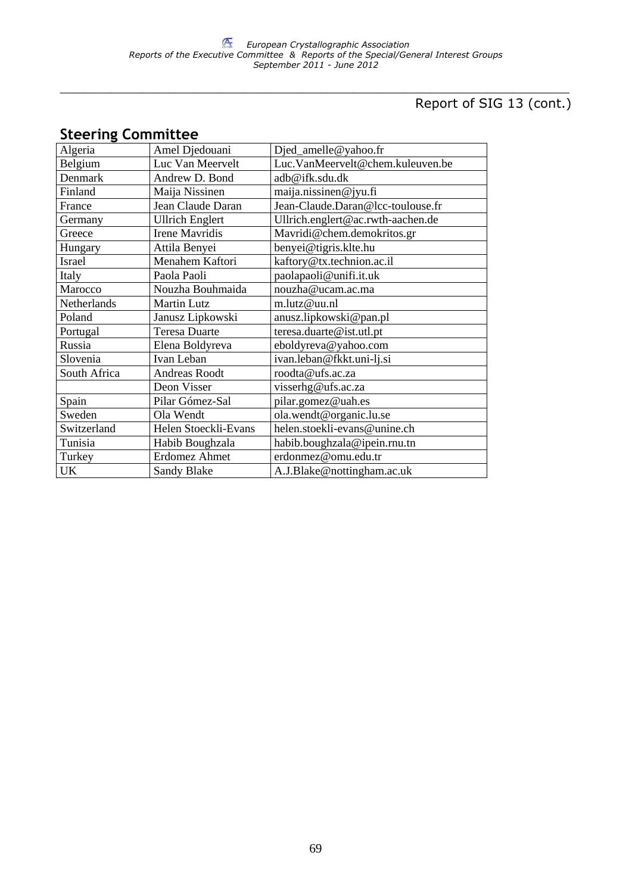Report of SIG 13 (cont.)

## Steering Committee

| Algeria | Amel Djedouani | Djed_amelle@yahoo.fr |
|---|---|---|
| Belgium | Luc Van Meervelt | Luc.VanMeervelt@chem.kuleuven.be |
| Denmark | Andrew D. Bond | adb@ifk.sdu.dk |
| Finland | Maija Nissinen | maija.nissinen@jyu.fi |
| France | Jean Claude Daran | Jean-Claude.Daran@lcc-toulouse.fr |
| Germany | Ullrich Englert | Ullrich.englert@ac.rwth-aachen.de |
| Greece | Irene Mavridis | Mavridi@chem.demokritos.gr |
| Hungary | Attila Benyei | benyei@tigris.klte.hu |
| Israel | Menahem Kaftori | kaftory@tx.technion.ac.il |
| Italy | Paola Paoli | paolapaoli@unifi.it.uk |
| Marocco | Nouzha Bouhmaida | nouzha@ucam.ac.ma |
| Netherlands | Martin Lutz | m.lutz@uu.nl |
| Poland | Janusz Lipkowski | anusz.lipkowski@pan.pl |
| Portugal | Teresa Duarte | teresa.duarte@ist.utl.pt |
| Russia | Elena Boldyreva | eboldyreva@yahoo.com |
| Slovenia | Ivan Leban | ivan.leban@fkkt.uni-lj.si |
| South Africa | Andreas Roodt | roodta@ufs.ac.za |
| | Deon Visser | visserhg@ufs.ac.za |
| Spain | Pilar Gómez-Sal | pilar.gomez@uah.es |
| Sweden | Ola Wendt | ola.wendt@organic.lu.se |
| Switzerland | Helen Stoeckli-Evans | helen.stoekli-evans@unine.ch |
| Tunisia | Habib Boughzala | habib.boughzala@ipein.rnu.tn |
| Turkey | Erdomez Ahmet | erdonmez@omu.edu.tr |
| UK | Sandy Blake | A.J.Blake@nottingham.ac.uk |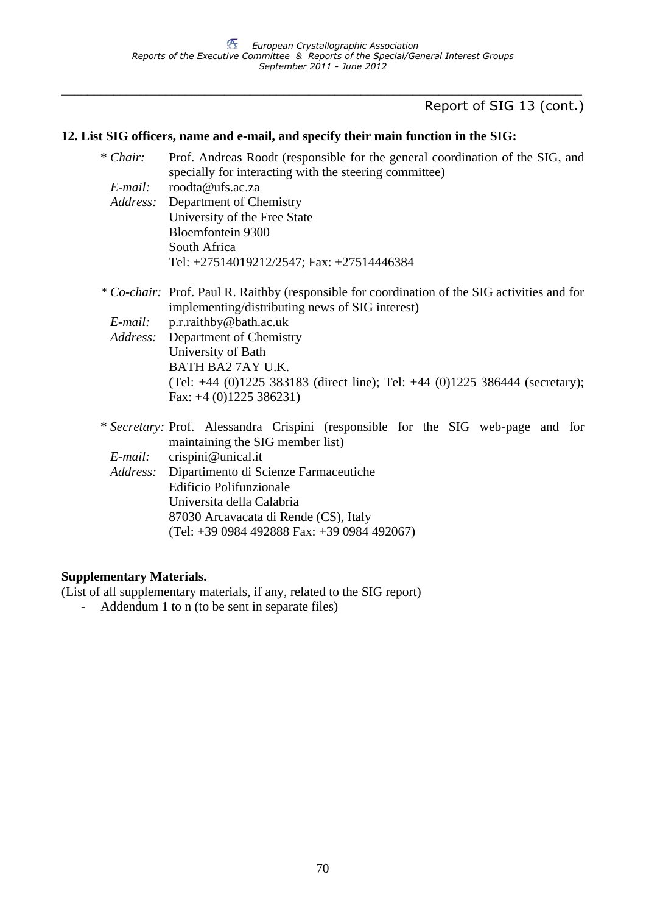Report of SIG 13 (cont.)

## 12. List SIG officers, name and e-mail, and specify their main function in the SIG:

\* *Chair:* Prof. Andreas Roodt (responsible for the general coordination of the SIG, and specially for interacting with the steering committee)
*E-mail:* roodta@ufs.ac.za
*Address:* Department of Chemistry
University of the Free State
Bloemfontein 9300
South Africa
Tel: +27514019212/2547; Fax: +27514446384

\* *Co-chair:* Prof. Paul R. Raithby (responsible for coordination of the SIG activities and for implementing/distributing news of SIG interest)
*E-mail:* p.r.raithby@bath.ac.uk
*Address:* Department of Chemistry
University of Bath
BATH BA2 7AY U.K.
(Tel: +44 (0)1225 383183 (direct line); Tel: +44 (0)1225 386444 (secretary); Fax: +4 (0)1225 386231)

\* *Secretary:* Prof. Alessandra Crispini (responsible for the SIG web-page and for maintaining the SIG member list)
*E-mail:* crispini@unical.it
*Address:* Dipartimento di Scienze Farmaceutiche
Edificio Polifunzionale
Universita della Calabria
87030 Arcavacata di Rende (CS), Italy
(Tel: +39 0984 492888 Fax: +39 0984 492067)

**Supplementary Materials.**

(List of all supplementary materials, if any, related to the SIG report)

- Addendum 1 to n (to be sent in separate files)